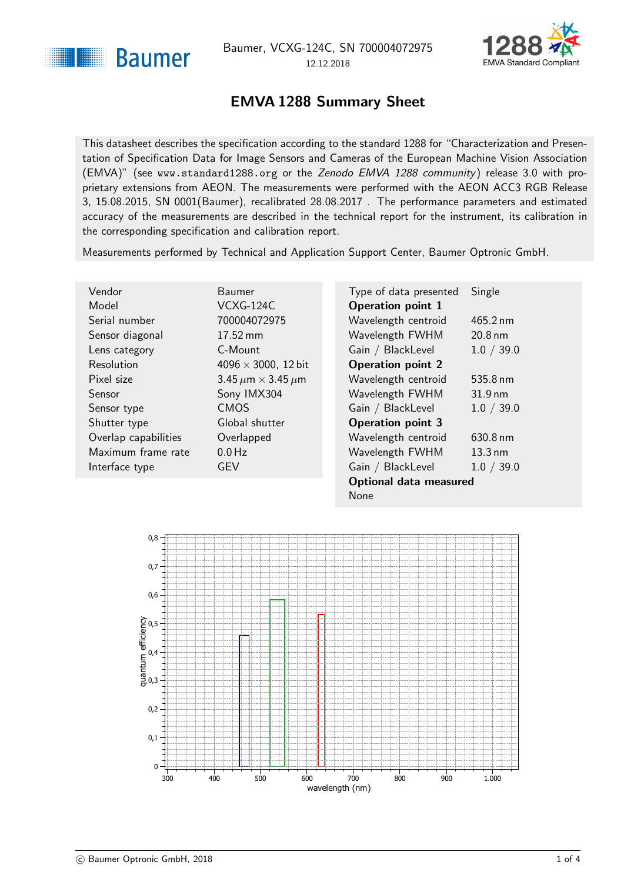Baumer, VCXG-124C, SN 700004072975

12.12.2018

# EMVA 1288 Summary Sheet

This datasheet describes the specification according to the standard 1288 for "Characterization and Presentation of Specification Data for Image Sensors and Cameras of the European Machine Vision Association (EMVA)" (see www.standard1288.org or the *Zenodo EMVA 1288 community*) release 3.0 with proprietary extensions from AEON. The measurements were performed with the AEON ACC3 RGB Release 3, 15.08.2015, SN 0001(Baumer), recalibrated 28.08.2017 . The performance parameters and estimated accuracy of the measurements are described in the technical report for the instrument, its calibration in the corresponding specification and calibration report.

Measurements performed by Technical and Application Support Center, Baumer Optronic GmbH.

| | |
|---|---|
| Vendor | Baumer |
| Model | VCXG-124C |
| Serial number | 700004072975 |
| Sensor diagonal | 17.52 mm |
| Lens category | C-Mount |
| Resolution | 4096 × 3000, 12 bit |
| Pixel size | 3.45 $\mu$m × 3.45 $\mu$m |
| Sensor | Sony IMX304 |
| Sensor type | CMOS |
| Shutter type | Global shutter |
| Overlap capabilities | Overlapped |
| Maximum frame rate | 0.0 Hz |
| Interface type | GEV |

| | |
|---|---|
| Type of data presented | Single |
| **Operation point 1** | |
| Wavelength centroid | 465.2 nm |
| Wavelength FWHM | 20.8 nm |
| Gain / BlackLevel | 1.0 / 39.0 |
| **Operation point 2** | |
| Wavelength centroid | 535.8 nm |
| Wavelength FWHM | 31.9 nm |
| Gain / BlackLevel | 1.0 / 39.0 |
| **Operation point 3** | |
| Wavelength centroid | 630.8 nm |
| Wavelength FWHM | 13.3 nm |
| Gain / BlackLevel | 1.0 / 39.0 |
| **Optional data measured** | |
| None | |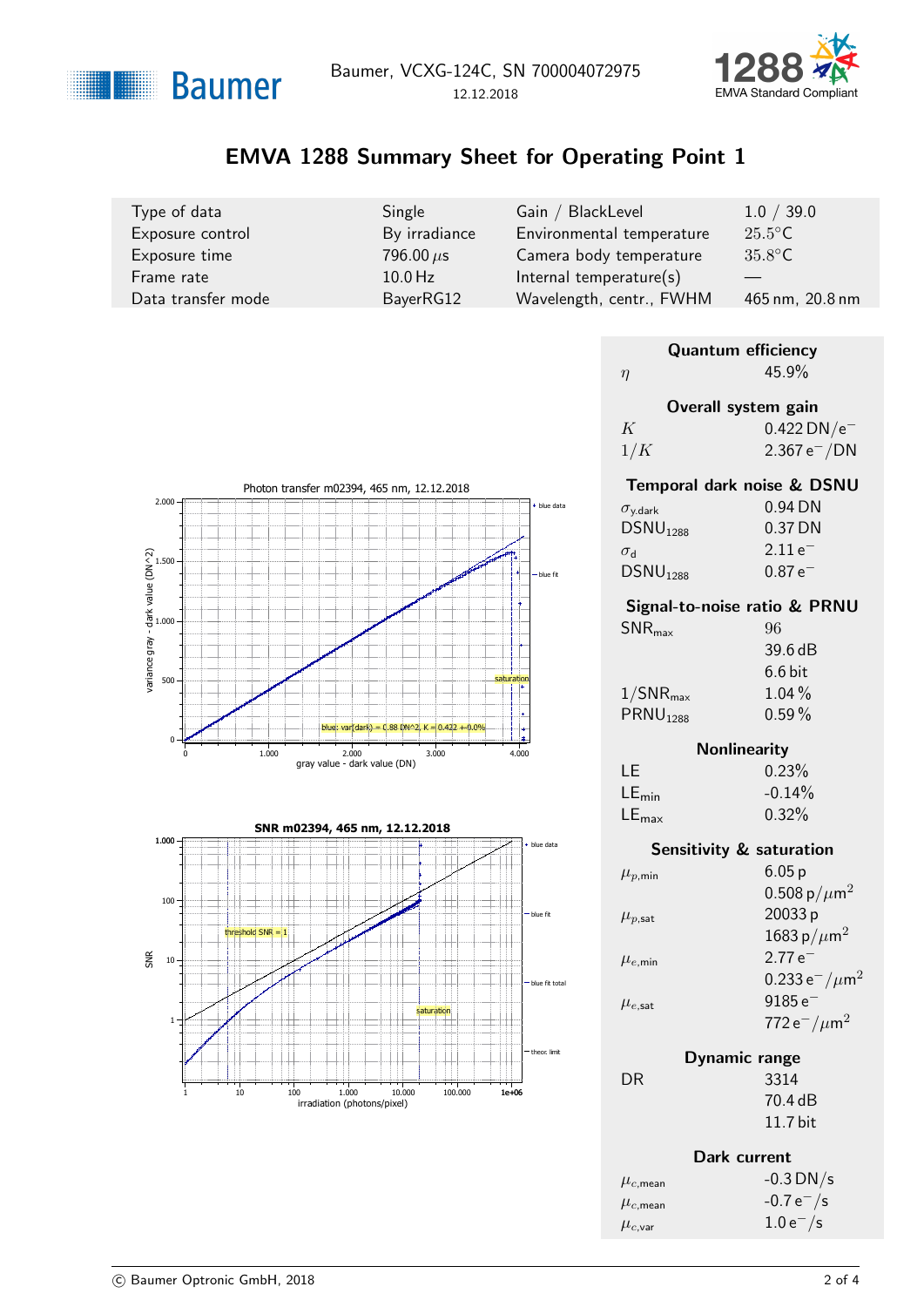# EMVA 1288 Summary Sheet for Operating Point 1

Baumer, VCXG-124C, SN 700004072975
12.12.2018

| Type of data | Single | Gain / BlackLevel | 1.0 / 39.0 |
|---|---|---|---|
| Exposure control | By irradiance | Environmental temperature | 25.5°C |
| Exposure time | 796.00 $\mu$s | Camera body temperature | 35.8°C |
| Frame rate | 10.0 Hz | Internal temperature(s) | — |
| Data transfer mode | BayerRG12 | Wavelength, centr., FWHM | 465 nm, 20.8 nm |

Photon transfer m02394, 465 nm, 12.12.2018

blue: var(dark) = 0.88 DN^2, K = 0.422 +-0.0%

SNR m02394, 465 nm, 12.12.2018

### Quantum efficiency

| | |
|---|---|
| $\eta$ | 45.9% |

### Overall system gain

| | |
|---|---|
| $K$ | 0.422 DN/e$^-$ |
| $1/K$ | 2.367 e$^-$/DN |

### Temporal dark noise & DSNU

| | |
|---|---|
| $\sigma_{y.dark}$ | 0.94 DN |
| $DSNU_{1288}$ | 0.37 DN |
| $\sigma_d$ | 2.11 e$^-$ |
| $DSNU_{1288}$ | 0.87 e$^-$ |

### Signal-to-noise ratio & PRNU

| | |
|---|---|
| $SNR_{max}$ | 96 |
| | 39.6 dB |
| | 6.6 bit |
| $1/SNR_{max}$ | 1.04 % |
| $PRNU_{1288}$ | 0.59 % |

### Nonlinearity

| | |
|---|---|
| LE | 0.23% |
| $LE_{min}$ | -0.14% |
| $LE_{max}$ | 0.32% |

### Sensitivity & saturation

| | |
|---|---|
| $\mu_{p,min}$ | 6.05 p |
| | 0.508 p/$\mu$m$^2$ |
| $\mu_{p,sat}$ | 20033 p |
| | 1683 p/$\mu$m$^2$ |
| $\mu_{e,min}$ | 2.77 e$^-$ |
| | 0.233 e$^-$/$\mu$m$^2$ |
| $\mu_{e,sat}$ | 9185 e$^-$ |
| | 772 e$^-$/$\mu$m$^2$ |

### Dynamic range

| | |
|---|---|
| DR | 3314 |
| | 70.4 dB |
| | 11.7 bit |

### Dark current

| | |
|---|---|
| $\mu_{c,mean}$ | -0.3 DN/s |
| $\mu_{c,mean}$ | -0.7 e$^-$/s |
| $\mu_{c,var}$ | 1.0 e$^-$/s |

© Baumer Optronic GmbH, 2018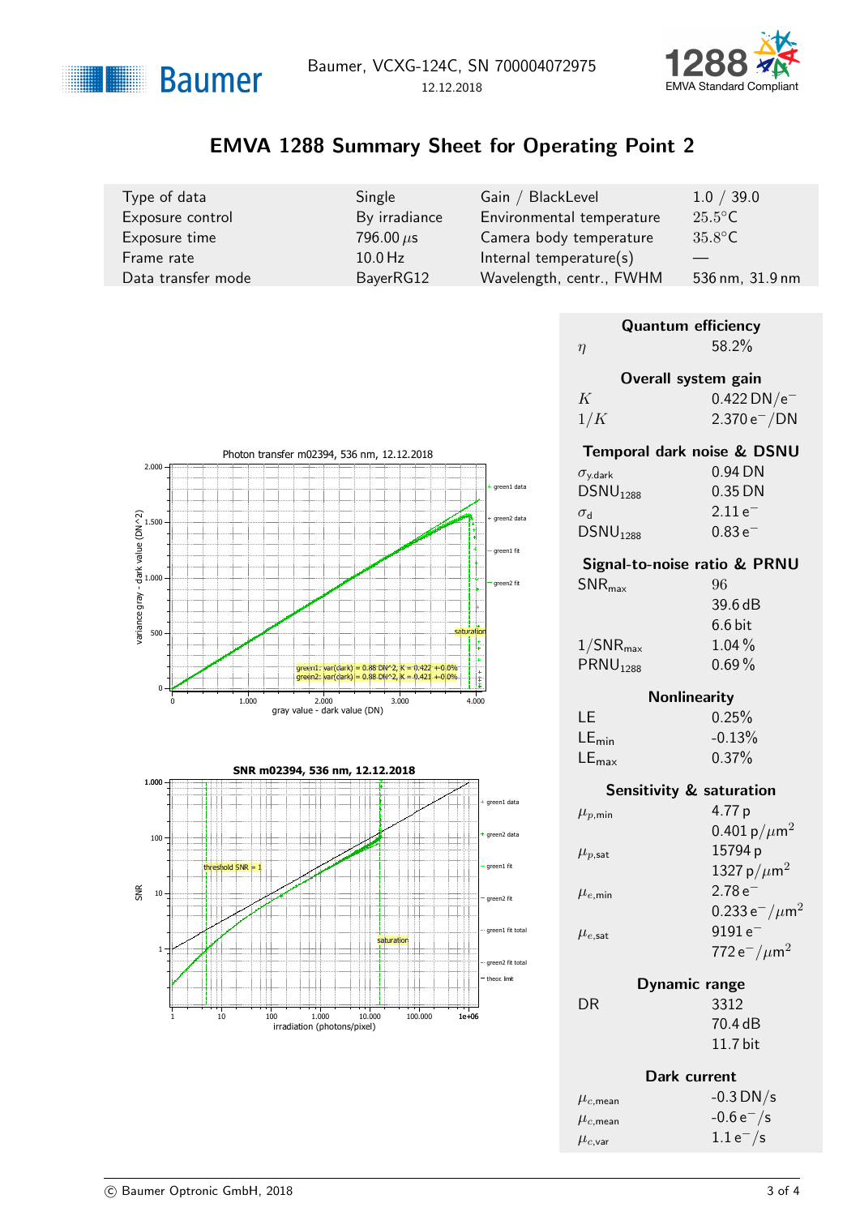Baumer, VCXG-124C, SN 700004072975

12.12.2018

# EMVA 1288 Summary Sheet for Operating Point 2

| | | | |
|---|---|---|---|
| Type of data | Single | Gain / BlackLevel | 1.0 / 39.0 |
| Exposure control | By irradiance | Environmental temperature | 25.5°C |
| Exposure time | 796.00 $\mu$s | Camera body temperature | 35.8°C |
| Frame rate | 10.0 Hz | Internal temperature(s) | — |
| Data transfer mode | BayerRG12 | Wavelength, centr., FWHM | 536 nm, 31.9 nm |

Photon transfer m02394, 536 nm, 12.12.2018

SNR m02394, 536 nm, 12.12.2018

### Quantum efficiency

| | |
|---|---|
| $\eta$ | 58.2% |

### Overall system gain

| | |
|---|---|
| $K$ | 0.422 DN/e$^-$ |
| $1/K$ | 2.370 e$^-$/DN |

### Temporal dark noise & DSNU

| | |
|---|---|
| $\sigma_{y.dark}$ | 0.94 DN |
| $DSNU_{1288}$ | 0.35 DN |
| $\sigma_d$ | 2.11 e$^-$ |
| $DSNU_{1288}$ | 0.83 e$^-$ |

### Signal-to-noise ratio & PRNU

| | |
|---|---|
| $SNR_{max}$ | 96 |
| | 39.6 dB |
| | 6.6 bit |
| $1/SNR_{max}$ | 1.04 % |
| $PRNU_{1288}$ | 0.69 % |

### Nonlinearity

| | |
|---|---|
| LE | 0.25% |
| $LE_{min}$ | -0.13% |
| $LE_{max}$ | 0.37% |

### Sensitivity & saturation

| | |
|---|---|
| $\mu_{p,min}$ | 4.77 p |
| | 0.401 p/$\mu$m$^2$ |
| $\mu_{p,sat}$ | 15794 p |
| | 1327 p/$\mu$m$^2$ |
| $\mu_{e,min}$ | 2.78 e$^-$ |
| | 0.233 e$^-$/$\mu$m$^2$ |
| $\mu_{e,sat}$ | 9191 e$^-$ |
| | 772 e$^-$/$\mu$m$^2$ |

### Dynamic range

| | |
|---|---|
| DR | 3312 |
| | 70.4 dB |
| | 11.7 bit |

### Dark current

| | |
|---|---|
| $\mu_{c,mean}$ | -0.3 DN/s |
| $\mu_{c,mean}$ | -0.6 e$^-$/s |
| $\mu_{c,var}$ | 1.1 e$^-$/s |

© Baumer Optronic GmbH, 2018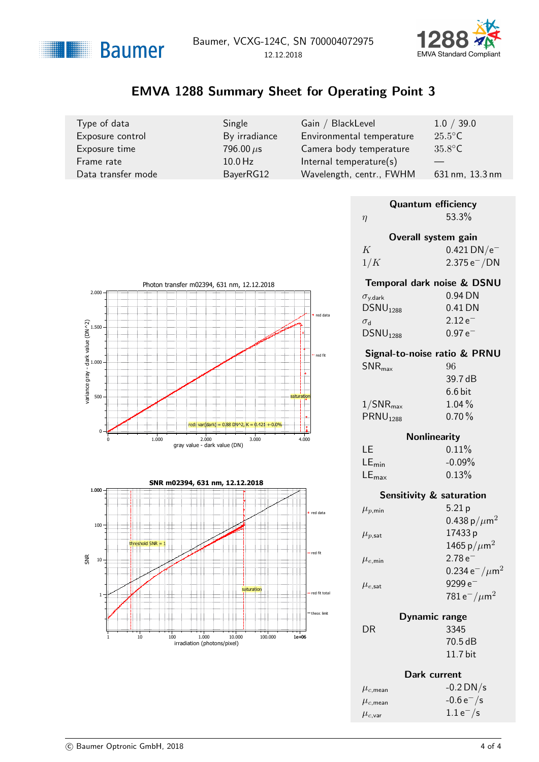Baumer, VCXG-124C, SN 700004072975

12.12.2018

1288 EMVA Standard Compliant

# EMVA 1288 Summary Sheet for Operating Point 3

| | | | |
|---|---|---|---|
| Type of data | Single | Gain / BlackLevel | 1.0 / 39.0 |
| Exposure control | By irradiance | Environmental temperature | 25.5°C |
| Exposure time | 796.00 $\mu$s | Camera body temperature | 35.8°C |
| Frame rate | 10.0 Hz | Internal temperature(s) | — |
| Data transfer mode | BayerRG12 | Wavelength, centr., FWHM | 631 nm, 13.3 nm |

Photon transfer m02394, 631 nm, 12.12.2018

variance gray - dark value (DN^2)

gray value - dark value (DN)

2.000
1.500
1.000
500
0
0
1.000
2.000
3.000
4.000

red data

red fit

saturation

red: var(dark) = 0.88 DN^2, K = 0.421 +-0.0%

SNR m02394, 631 nm, 12.12.2018

SNR

irradiation (photons/pixel)

1.000
100
10
1
1
10
100
1.000
10.000
100.000
1e+06

threshold SNR = 1

saturation

red data

red fit

red fit total

theor. limit

### Quantum efficiency

| | |
|---|---|
| $\eta$ | 53.3% |

### Overall system gain

| | |
|---|---|
| $K$ | 0.421 DN/$e^-$ |
| $1/K$ | 2.375 $e^-$/DN |

### Temporal dark noise & DSNU

| | |
|---|---|
| $\sigma_{y.\text{dark}}$ | 0.94 DN |
| $\text{DSNU}_{1288}$ | 0.41 DN |
| $\sigma_d$ | 2.12 $e^-$ |
| $\text{DSNU}_{1288}$ | 0.97 $e^-$ |

### Signal-to-noise ratio & PRNU

| | |
|---|---|
| $\text{SNR}_{\text{max}}$ | 96 |
| | 39.7 dB |
| | 6.6 bit |
| $1/\text{SNR}_{\text{max}}$ | 1.04 % |
| $\text{PRNU}_{1288}$ | 0.70 % |

### Nonlinearity

| | |
|---|---|
| LE | 0.11% |
| $\text{LE}_{\text{min}}$ | -0.09% |
| $\text{LE}_{\text{max}}$ | 0.13% |

### Sensitivity & saturation

| | |
|---|---|
| $\mu_{p,\text{min}}$ | 5.21 p |
| | 0.438 p/$\mu m^2$ |
| $\mu_{p,\text{sat}}$ | 17433 p |
| | 1465 p/$\mu m^2$ |
| $\mu_{e,\text{min}}$ | 2.78 $e^-$ |
| | 0.234 $e^-/\mu m^2$ |
| $\mu_{e,\text{sat}}$ | 9299 $e^-$ |
| | 781 $e^-/\mu m^2$ |

### Dynamic range

| | |
|---|---|
| DR | 3345 |
| | 70.5 dB |
| | 11.7 bit |

### Dark current

| | |
|---|---|
| $\mu_{c,\text{mean}}$ | -0.2 DN/s |
| $\mu_{c,\text{mean}}$ | -0.6 $e^-$/s |
| $\mu_{c,\text{var}}$ | 1.1 $e^-$/s |

© Baumer Optronic GmbH, 2018